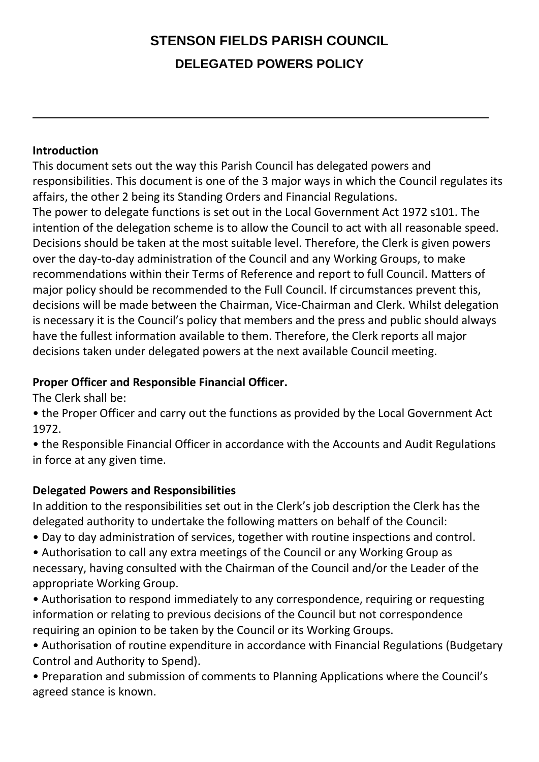# STENSON FIELDS PARISH COUNCIL

## DELEGATED POWERS POLICY

---

**Introduction**

This document sets out the way this Parish Council has delegated powers and responsibilities. This document is one of the 3 major ways in which the Council regulates its affairs, the other 2 being its Standing Orders and Financial Regulations.

The power to delegate functions is set out in the Local Government Act 1972 s101. The intention of the delegation scheme is to allow the Council to act with all reasonable speed. Decisions should be taken at the most suitable level. Therefore, the Clerk is given powers over the day-to-day administration of the Council and any Working Groups, to make recommendations within their Terms of Reference and report to full Council. Matters of major policy should be recommended to the Full Council. If circumstances prevent this, decisions will be made between the Chairman, Vice-Chairman and Clerk. Whilst delegation is necessary it is the Council's policy that members and the press and public should always have the fullest information available to them. Therefore, the Clerk reports all major decisions taken under delegated powers at the next available Council meeting.

**Proper Officer and Responsible Financial Officer.**

The Clerk shall be:

- the Proper Officer and carry out the functions as provided by the Local Government Act 1972.
- the Responsible Financial Officer in accordance with the Accounts and Audit Regulations in force at any given time.

**Delegated Powers and Responsibilities**

In addition to the responsibilities set out in the Clerk's job description the Clerk has the delegated authority to undertake the following matters on behalf of the Council:

- Day to day administration of services, together with routine inspections and control.
- Authorisation to call any extra meetings of the Council or any Working Group as necessary, having consulted with the Chairman of the Council and/or the Leader of the appropriate Working Group.
- Authorisation to respond immediately to any correspondence, requiring or requesting information or relating to previous decisions of the Council but not correspondence requiring an opinion to be taken by the Council or its Working Groups.
- Authorisation of routine expenditure in accordance with Financial Regulations (Budgetary Control and Authority to Spend).
- Preparation and submission of comments to Planning Applications where the Council's agreed stance is known.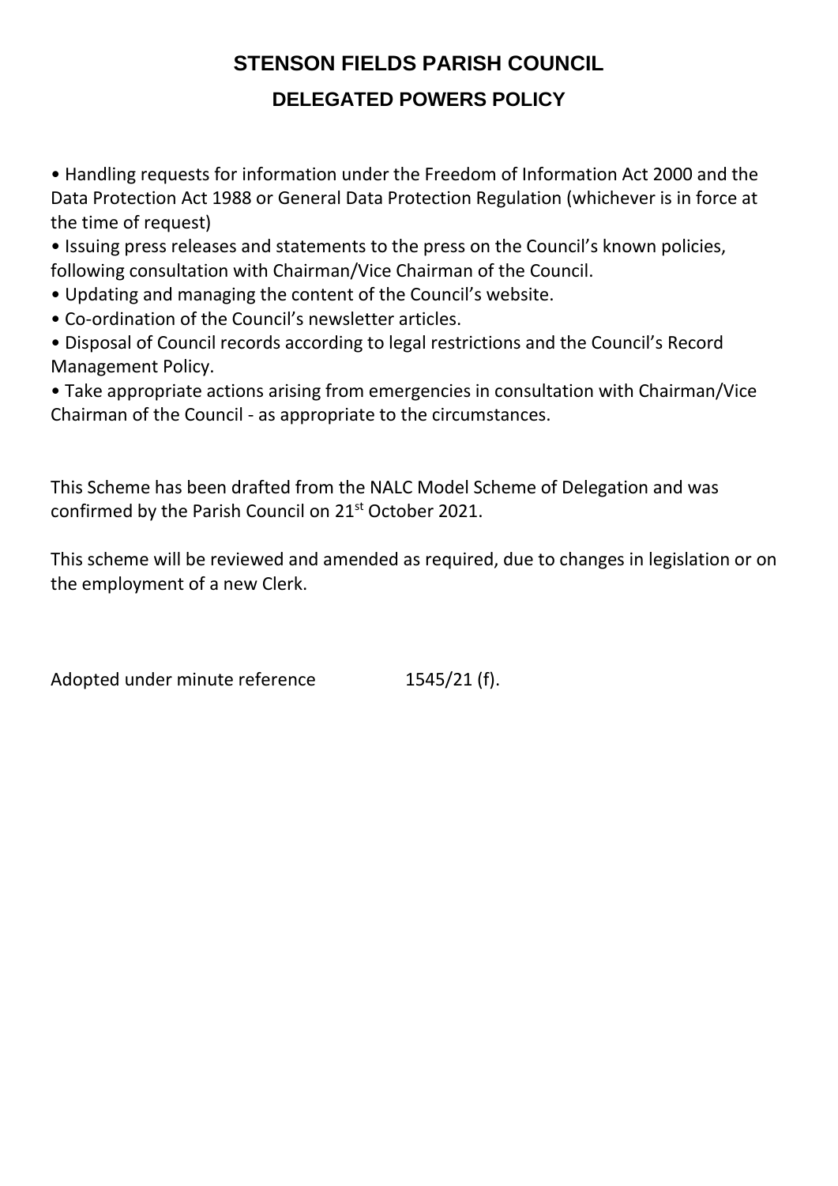# STENSON FIELDS PARISH COUNCIL

## DELEGATED POWERS POLICY

- Handling requests for information under the Freedom of Information Act 2000 and the Data Protection Act 1988 or General Data Protection Regulation (whichever is in force at the time of request)
- Issuing press releases and statements to the press on the Council's known policies, following consultation with Chairman/Vice Chairman of the Council.
- Updating and managing the content of the Council's website.
- Co-ordination of the Council's newsletter articles.
- Disposal of Council records according to legal restrictions and the Council's Record Management Policy.
- Take appropriate actions arising from emergencies in consultation with Chairman/Vice Chairman of the Council - as appropriate to the circumstances.

This Scheme has been drafted from the NALC Model Scheme of Delegation and was confirmed by the Parish Council on 21st October 2021.

This scheme will be reviewed and amended as required, due to changes in legislation or on the employment of a new Clerk.

Adopted under minute reference 1545/21 (f).